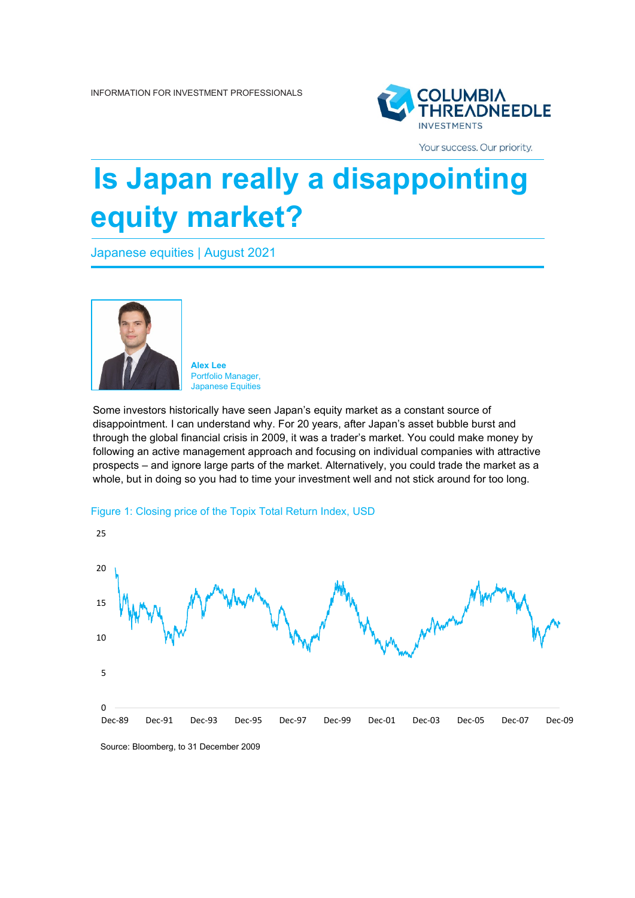INFORMATION FOR INVESTMENT PROFESSIONALS

COLUMBIA THREADNEEDLE INVESTMENTS

Your success. Our priority.

# Is Japan really a disappointing equity market?

Japanese equities | August 2021

**Alex Lee**
Portfolio Manager, Japanese Equities

Some investors historically have seen Japan's equity market as a constant source of disappointment. I can understand why. For 20 years, after Japan's asset bubble burst and through the global financial crisis in 2009, it was a trader's market. You could make money by following an active management approach and focusing on individual companies with attractive prospects – and ignore large parts of the market. Alternatively, you could trade the market as a whole, but in doing so you had to time your investment well and not stick around for too long.

Figure 1: Closing price of the Topix Total Return Index, USD

Source: Bloomberg, to 31 December 2009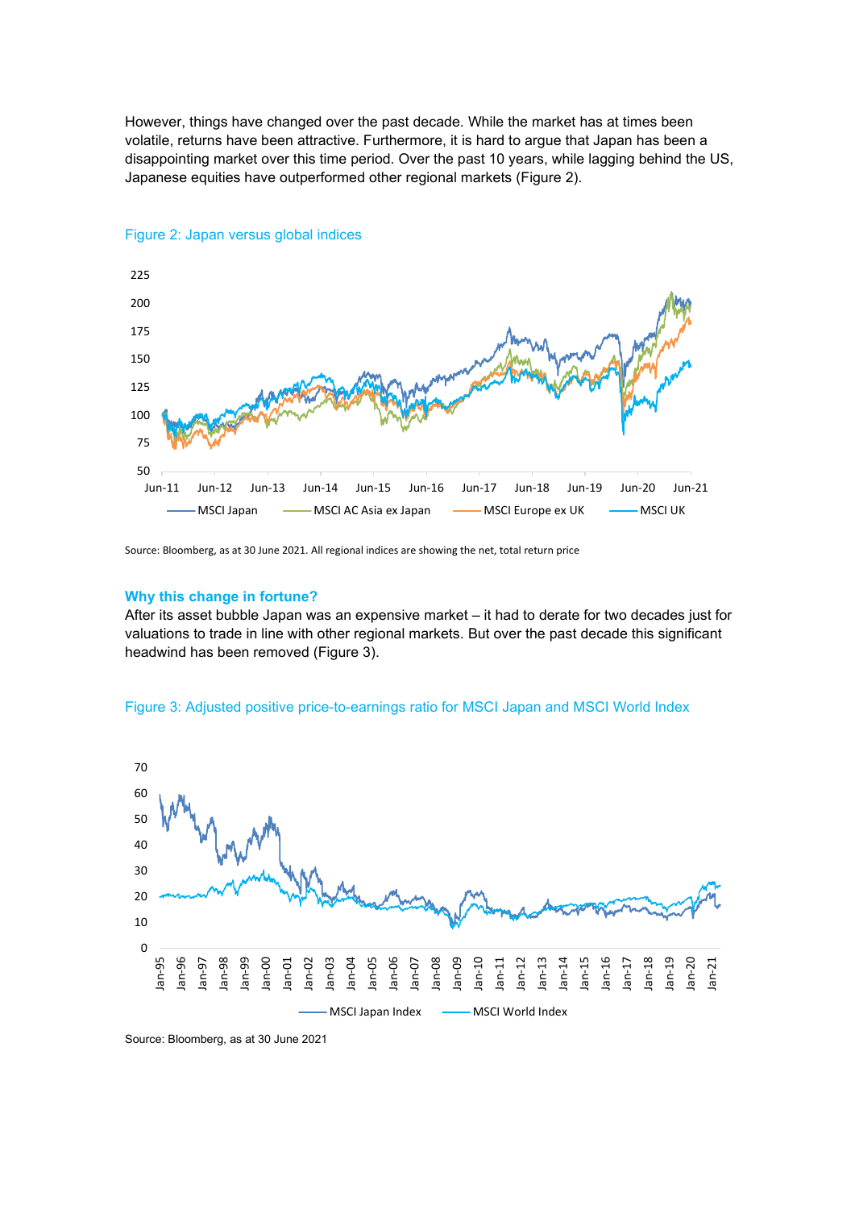However, things have changed over the past decade. While the market has at times been volatile, returns have been attractive. Furthermore, it is hard to argue that Japan has been a disappointing market over this time period. Over the past 10 years, while lagging behind the US, Japanese equities have outperformed other regional markets (Figure 2).

Figure 2: Japan versus global indices

Source: Bloomberg, as at 30 June 2021. All regional indices are showing the net, total return price

### Why this change in fortune?

After its asset bubble Japan was an expensive market – it had to derate for two decades just for valuations to trade in line with other regional markets. But over the past decade this significant headwind has been removed (Figure 3).

Figure 3: Adjusted positive price-to-earnings ratio for MSCI Japan and MSCI World Index

Source: Bloomberg, as at 30 June 2021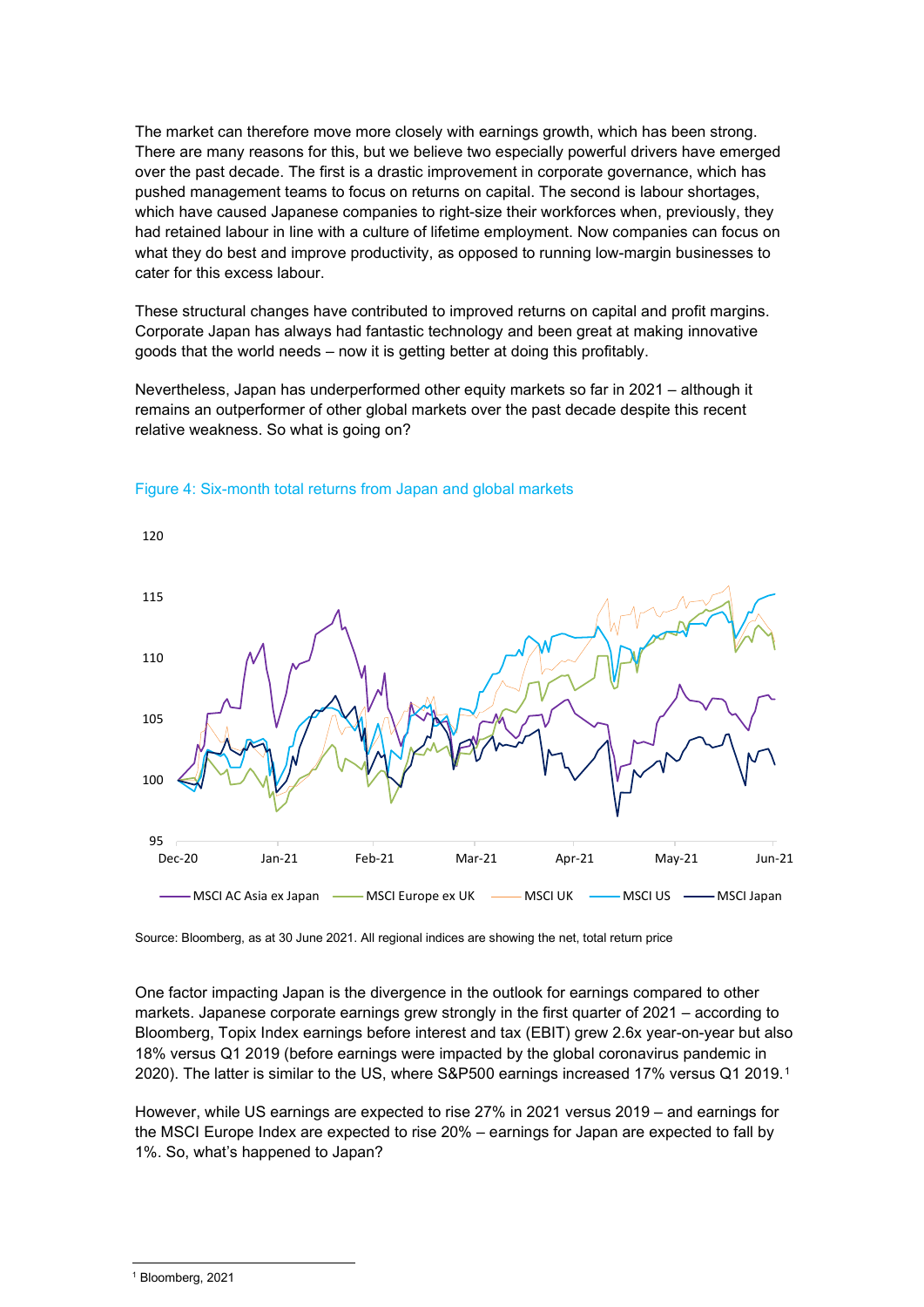The market can therefore move more closely with earnings growth, which has been strong. There are many reasons for this, but we believe two especially powerful drivers have emerged over the past decade. The first is a drastic improvement in corporate governance, which has pushed management teams to focus on returns on capital. The second is labour shortages, which have caused Japanese companies to right-size their workforces when, previously, they had retained labour in line with a culture of lifetime employment. Now companies can focus on what they do best and improve productivity, as opposed to running low-margin businesses to cater for this excess labour.

These structural changes have contributed to improved returns on capital and profit margins. Corporate Japan has always had fantastic technology and been great at making innovative goods that the world needs – now it is getting better at doing this profitably.

Nevertheless, Japan has underperformed other equity markets so far in 2021 – although it remains an outperformer of other global markets over the past decade despite this recent relative weakness. So what is going on?

Figure 4: Six-month total returns from Japan and global markets

Source: Bloomberg, as at 30 June 2021. All regional indices are showing the net, total return price

One factor impacting Japan is the divergence in the outlook for earnings compared to other markets. Japanese corporate earnings grew strongly in the first quarter of 2021 – according to Bloomberg, Topix Index earnings before interest and tax (EBIT) grew 2.6x year-on-year but also 18% versus Q1 2019 (before earnings were impacted by the global coronavirus pandemic in 2020). The latter is similar to the US, where S&P500 earnings increased 17% versus Q1 2019.[1]

However, while US earnings are expected to rise 27% in 2021 versus 2019 – and earnings for the MSCI Europe Index are expected to rise 20% – earnings for Japan are expected to fall by 1%. So, what's happened to Japan?

[1] Bloomberg, 2021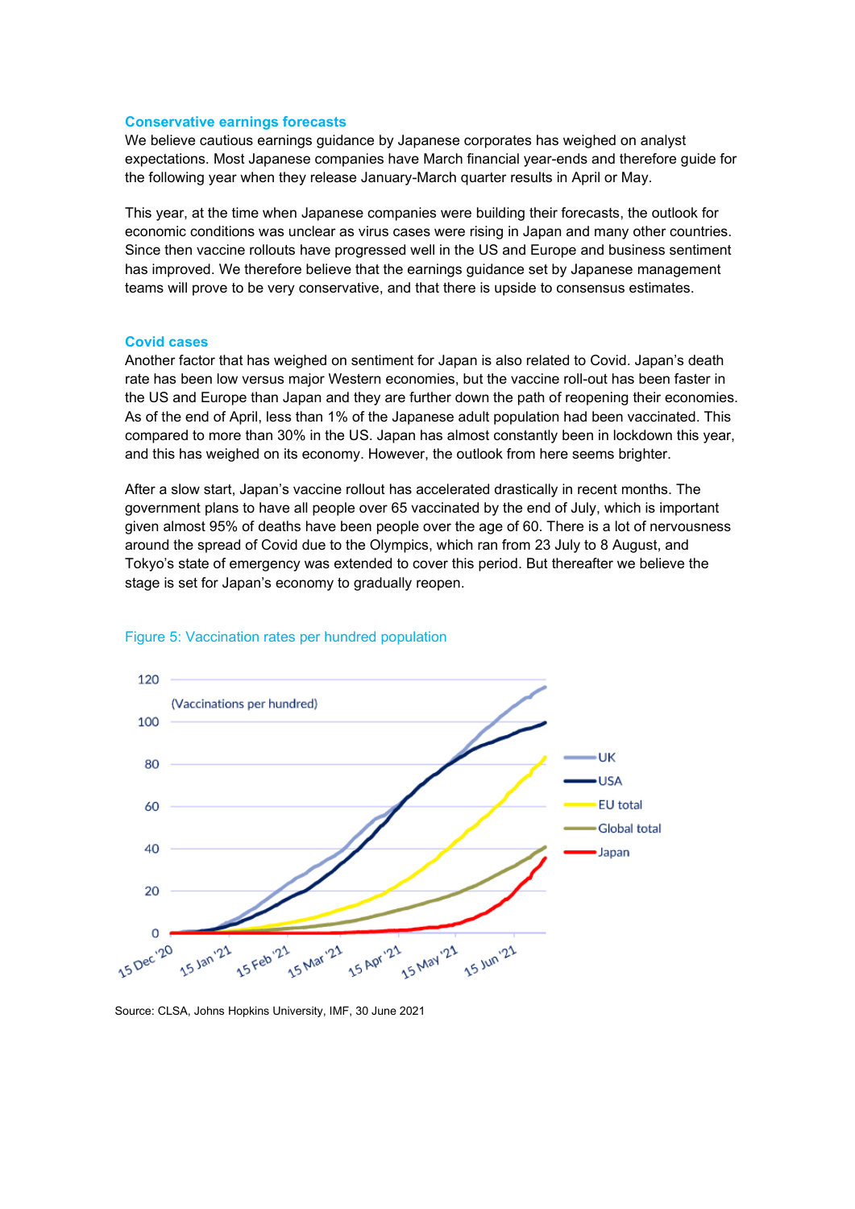### Conservative earnings forecasts

We believe cautious earnings guidance by Japanese corporates has weighed on analyst expectations. Most Japanese companies have March financial year-ends and therefore guide for the following year when they release January-March quarter results in April or May.

This year, at the time when Japanese companies were building their forecasts, the outlook for economic conditions was unclear as virus cases were rising in Japan and many other countries. Since then vaccine rollouts have progressed well in the US and Europe and business sentiment has improved. We therefore believe that the earnings guidance set by Japanese management teams will prove to be very conservative, and that there is upside to consensus estimates.

### Covid cases

Another factor that has weighed on sentiment for Japan is also related to Covid. Japan's death rate has been low versus major Western economies, but the vaccine roll-out has been faster in the US and Europe than Japan and they are further down the path of reopening their economies. As of the end of April, less than 1% of the Japanese adult population had been vaccinated. This compared to more than 30% in the US. Japan has almost constantly been in lockdown this year, and this has weighed on its economy. However, the outlook from here seems brighter.

After a slow start, Japan's vaccine rollout has accelerated drastically in recent months. The government plans to have all people over 65 vaccinated by the end of July, which is important given almost 95% of deaths have been people over the age of 60. There is a lot of nervousness around the spread of Covid due to the Olympics, which ran from 23 July to 8 August, and Tokyo's state of emergency was extended to cover this period. But thereafter we believe the stage is set for Japan's economy to gradually reopen.

Figure 5: Vaccination rates per hundred population

Source: CLSA, Johns Hopkins University, IMF, 30 June 2021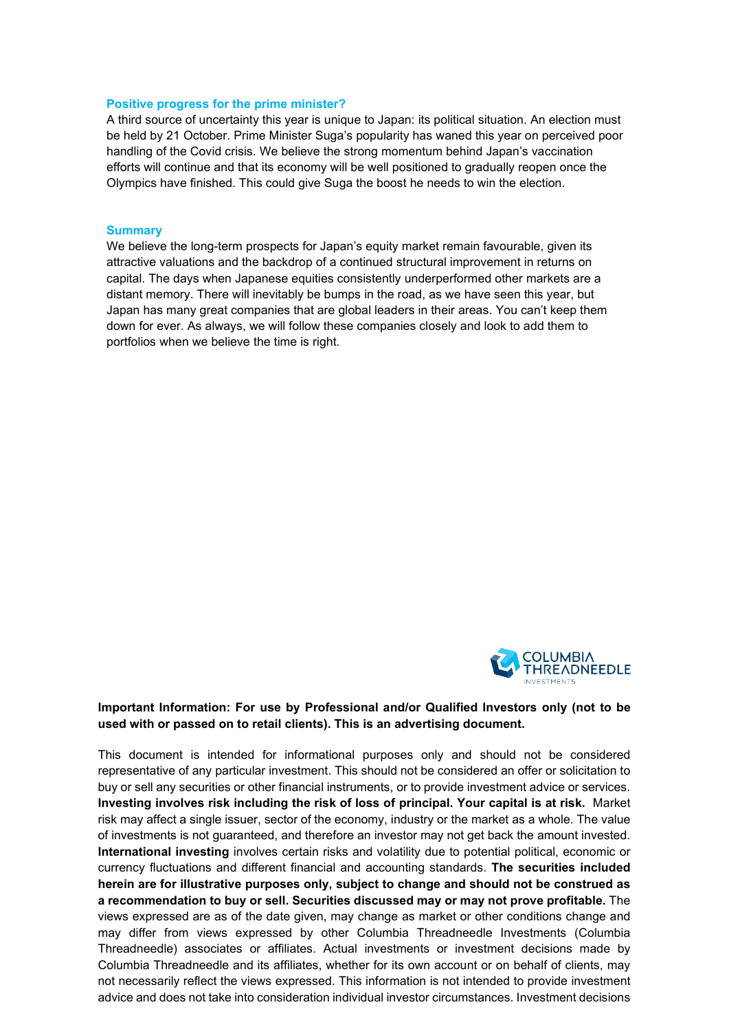### Positive progress for the prime minister?

A third source of uncertainty this year is unique to Japan: its political situation. An election must be held by 21 October. Prime Minister Suga's popularity has waned this year on perceived poor handling of the Covid crisis. We believe the strong momentum behind Japan's vaccination efforts will continue and that its economy will be well positioned to gradually reopen once the Olympics have finished. This could give Suga the boost he needs to win the election.

### Summary

We believe the long-term prospects for Japan's equity market remain favourable, given its attractive valuations and the backdrop of a continued structural improvement in returns on capital. The days when Japanese equities consistently underperformed other markets are a distant memory. There will inevitably be bumps in the road, as we have seen this year, but Japan has many great companies that are global leaders in their areas. You can't keep them down for ever. As always, we will follow these companies closely and look to add them to portfolios when we believe the time is right.

**Important Information: For use by Professional and/or Qualified Investors only (not to be used with or passed on to retail clients). This is an advertising document.**

This document is intended for informational purposes only and should not be considered representative of any particular investment. This should not be considered an offer or solicitation to buy or sell any securities or other financial instruments, or to provide investment advice or services. **Investing involves risk including the risk of loss of principal. Your capital is at risk.** Market risk may affect a single issuer, sector of the economy, industry or the market as a whole. The value of investments is not guaranteed, and therefore an investor may not get back the amount invested. **International investing** involves certain risks and volatility due to potential political, economic or currency fluctuations and different financial and accounting standards. **The securities included herein are for illustrative purposes only, subject to change and should not be construed as a recommendation to buy or sell. Securities discussed may or may not prove profitable.** The views expressed are as of the date given, may change as market or other conditions change and may differ from views expressed by other Columbia Threadneedle Investments (Columbia Threadneedle) associates or affiliates. Actual investments or investment decisions made by Columbia Threadneedle and its affiliates, whether for its own account or on behalf of clients, may not necessarily reflect the views expressed. This information is not intended to provide investment advice and does not take into consideration individual investor circumstances. Investment decisions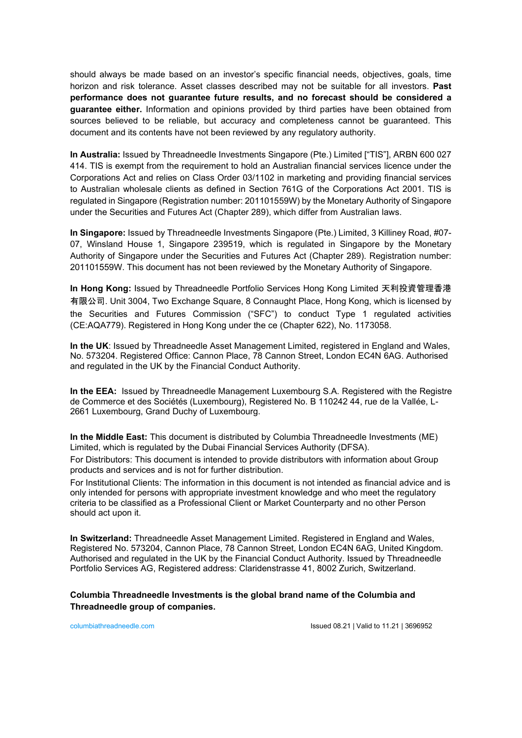should always be made based on an investor's specific financial needs, objectives, goals, time horizon and risk tolerance. Asset classes described may not be suitable for all investors. **Past performance does not guarantee future results, and no forecast should be considered a guarantee either.** Information and opinions provided by third parties have been obtained from sources believed to be reliable, but accuracy and completeness cannot be guaranteed. This document and its contents have not been reviewed by any regulatory authority.

**In Australia:** Issued by Threadneedle Investments Singapore (Pte.) Limited ["TIS"], ARBN 600 027 414. TIS is exempt from the requirement to hold an Australian financial services licence under the Corporations Act and relies on Class Order 03/1102 in marketing and providing financial services to Australian wholesale clients as defined in Section 761G of the Corporations Act 2001. TIS is regulated in Singapore (Registration number: 201101559W) by the Monetary Authority of Singapore under the Securities and Futures Act (Chapter 289), which differ from Australian laws.

**In Singapore:** Issued by Threadneedle Investments Singapore (Pte.) Limited, 3 Killiney Road, #07-07, Winsland House 1, Singapore 239519, which is regulated in Singapore by the Monetary Authority of Singapore under the Securities and Futures Act (Chapter 289). Registration number: 201101559W. This document has not been reviewed by the Monetary Authority of Singapore.

**In Hong Kong:** Issued by Threadneedle Portfolio Services Hong Kong Limited 天利投資管理香港有限公司. Unit 3004, Two Exchange Square, 8 Connaught Place, Hong Kong, which is licensed by the Securities and Futures Commission ("SFC") to conduct Type 1 regulated activities (CE:AQA779). Registered in Hong Kong under the ce (Chapter 622), No. 1173058.

**In the UK**: Issued by Threadneedle Asset Management Limited, registered in England and Wales, No. 573204. Registered Office: Cannon Place, 78 Cannon Street, London EC4N 6AG. Authorised and regulated in the UK by the Financial Conduct Authority.

**In the EEA:** Issued by Threadneedle Management Luxembourg S.A. Registered with the Registre de Commerce et des Sociétés (Luxembourg), Registered No. B 110242 44, rue de la Vallée, L-2661 Luxembourg, Grand Duchy of Luxembourg.

**In the Middle East:** This document is distributed by Columbia Threadneedle Investments (ME) Limited, which is regulated by the Dubai Financial Services Authority (DFSA).

For Distributors: This document is intended to provide distributors with information about Group products and services and is not for further distribution.

For Institutional Clients: The information in this document is not intended as financial advice and is only intended for persons with appropriate investment knowledge and who meet the regulatory criteria to be classified as a Professional Client or Market Counterparty and no other Person should act upon it.

**In Switzerland:** Threadneedle Asset Management Limited. Registered in England and Wales, Registered No. 573204, Cannon Place, 78 Cannon Street, London EC4N 6AG, United Kingdom. Authorised and regulated in the UK by the Financial Conduct Authority. Issued by Threadneedle Portfolio Services AG, Registered address: Claridenstrasse 41, 8002 Zurich, Switzerland.

**Columbia Threadneedle Investments is the global brand name of the Columbia and Threadneedle group of companies.**

columbiathreadneedle.com

Issued 08.21 | Valid to 11.21 | 3696952